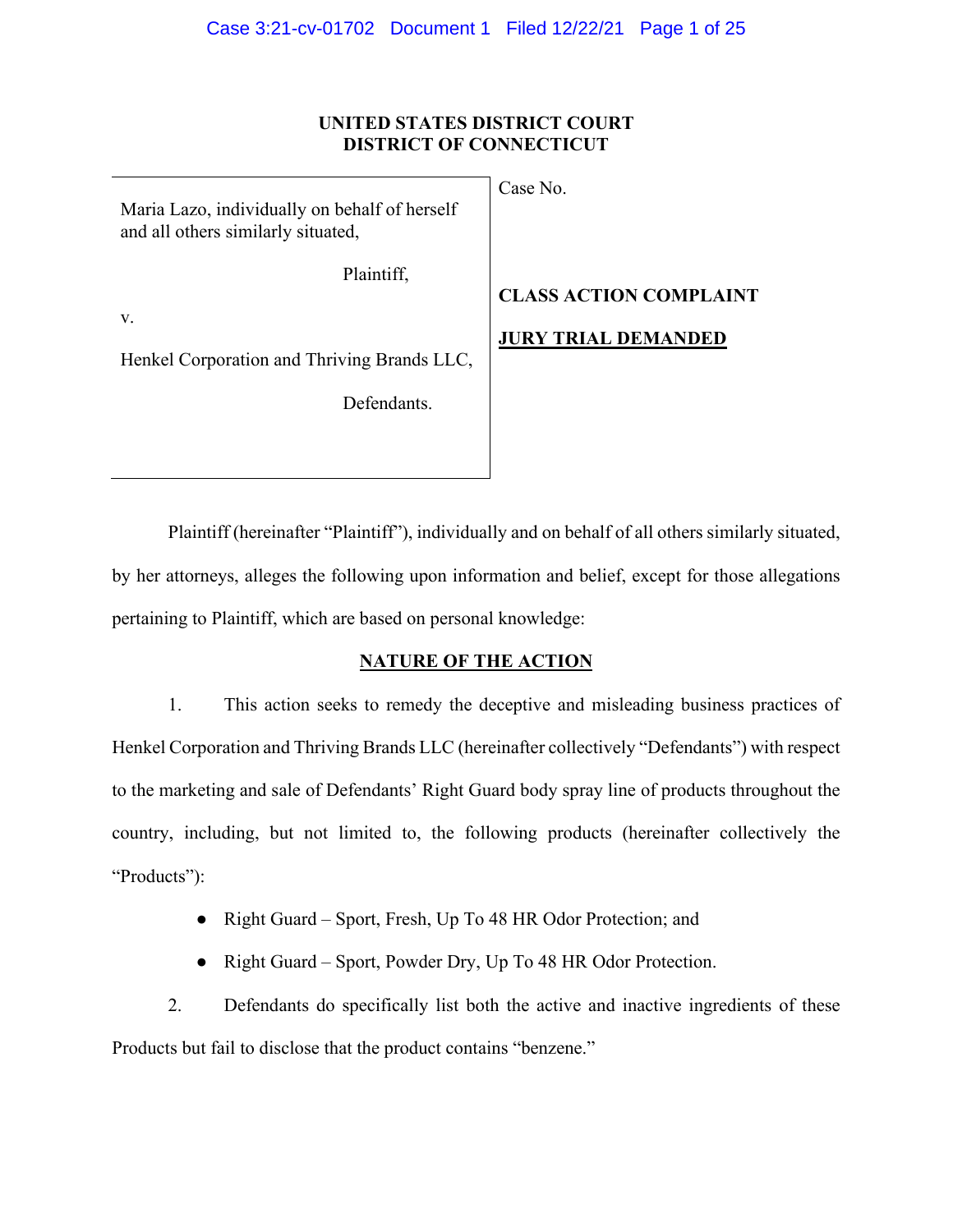**UNITED STATES DISTRICT COURT**
**DISTRICT OF CONNECTICUT**

| | |
|---|---|
| Maria Lazo, individually on behalf of herself and all others similarly situated,<br><br>Plaintiff,<br><br>v.<br><br>Henkel Corporation and Thriving Brands LLC,<br><br>Defendants. | Case No.<br><br>**CLASS ACTION COMPLAINT**<br><br>**JURY TRIAL DEMANDED** |

Plaintiff (hereinafter "Plaintiff"), individually and on behalf of all others similarly situated, by her attorneys, alleges the following upon information and belief, except for those allegations pertaining to Plaintiff, which are based on personal knowledge:

## NATURE OF THE ACTION

1. This action seeks to remedy the deceptive and misleading business practices of Henkel Corporation and Thriving Brands LLC (hereinafter collectively "Defendants") with respect to the marketing and sale of Defendants' Right Guard body spray line of products throughout the country, including, but not limited to, the following products (hereinafter collectively the "Products"):

- Right Guard – Sport, Fresh, Up To 48 HR Odor Protection; and
- Right Guard – Sport, Powder Dry, Up To 48 HR Odor Protection.

2. Defendants do specifically list both the active and inactive ingredients of these Products but fail to disclose that the product contains "benzene."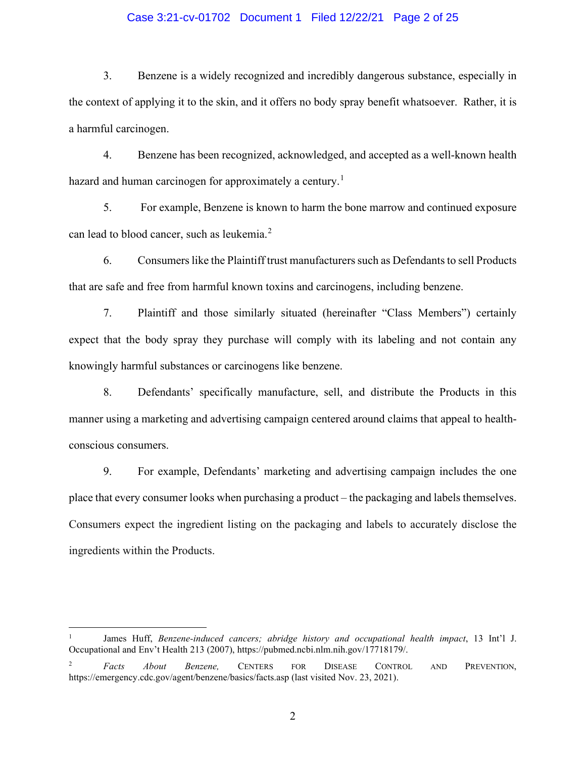3. Benzene is a widely recognized and incredibly dangerous substance, especially in the context of applying it to the skin, and it offers no body spray benefit whatsoever. Rather, it is a harmful carcinogen.

4. Benzene has been recognized, acknowledged, and accepted as a well-known health hazard and human carcinogen for approximately a century.[1]

5. For example, Benzene is known to harm the bone marrow and continued exposure can lead to blood cancer, such as leukemia.[2]

6. Consumers like the Plaintiff trust manufacturers such as Defendants to sell Products that are safe and free from harmful known toxins and carcinogens, including benzene.

7. Plaintiff and those similarly situated (hereinafter "Class Members") certainly expect that the body spray they purchase will comply with its labeling and not contain any knowingly harmful substances or carcinogens like benzene.

8. Defendants' specifically manufacture, sell, and distribute the Products in this manner using a marketing and advertising campaign centered around claims that appeal to health-conscious consumers.

9. For example, Defendants' marketing and advertising campaign includes the one place that every consumer looks when purchasing a product – the packaging and labels themselves. Consumers expect the ingredient listing on the packaging and labels to accurately disclose the ingredients within the Products.

---

[1] James Huff, *Benzene-induced cancers; abridge history and occupational health impact*, 13 Int'l J. Occupational and Env't Health 213 (2007), https://pubmed.ncbi.nlm.nih.gov/17718179/.

[2] *Facts About Benzene,* CENTERS FOR DISEASE CONTROL AND PREVENTION, https://emergency.cdc.gov/agent/benzene/basics/facts.asp (last visited Nov. 23, 2021).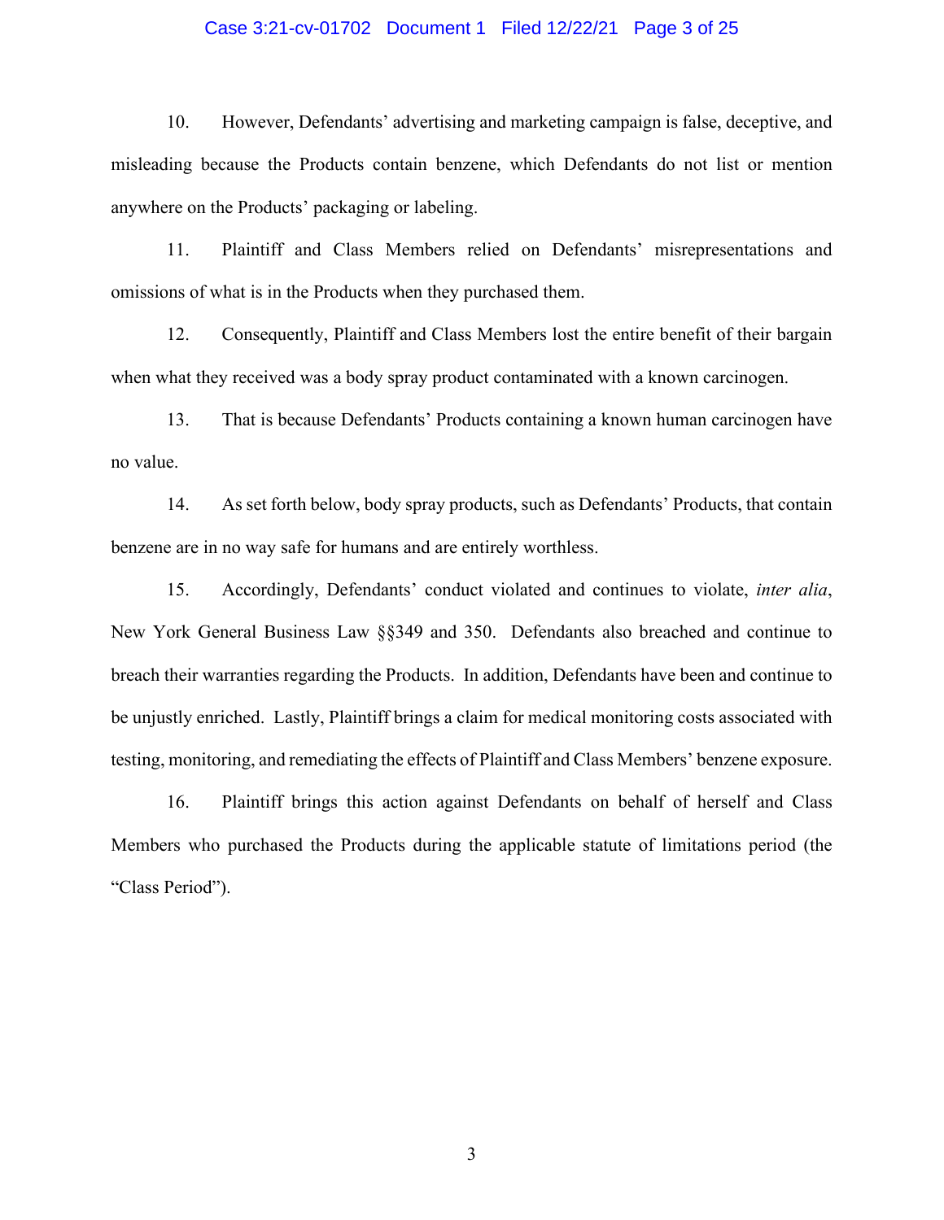10. However, Defendants' advertising and marketing campaign is false, deceptive, and misleading because the Products contain benzene, which Defendants do not list or mention anywhere on the Products' packaging or labeling.

11. Plaintiff and Class Members relied on Defendants' misrepresentations and omissions of what is in the Products when they purchased them.

12. Consequently, Plaintiff and Class Members lost the entire benefit of their bargain when what they received was a body spray product contaminated with a known carcinogen.

13. That is because Defendants' Products containing a known human carcinogen have no value.

14. As set forth below, body spray products, such as Defendants' Products, that contain benzene are in no way safe for humans and are entirely worthless.

15. Accordingly, Defendants' conduct violated and continues to violate, *inter alia*, New York General Business Law §§349 and 350. Defendants also breached and continue to breach their warranties regarding the Products. In addition, Defendants have been and continue to be unjustly enriched. Lastly, Plaintiff brings a claim for medical monitoring costs associated with testing, monitoring, and remediating the effects of Plaintiff and Class Members' benzene exposure.

16. Plaintiff brings this action against Defendants on behalf of herself and Class Members who purchased the Products during the applicable statute of limitations period (the "Class Period").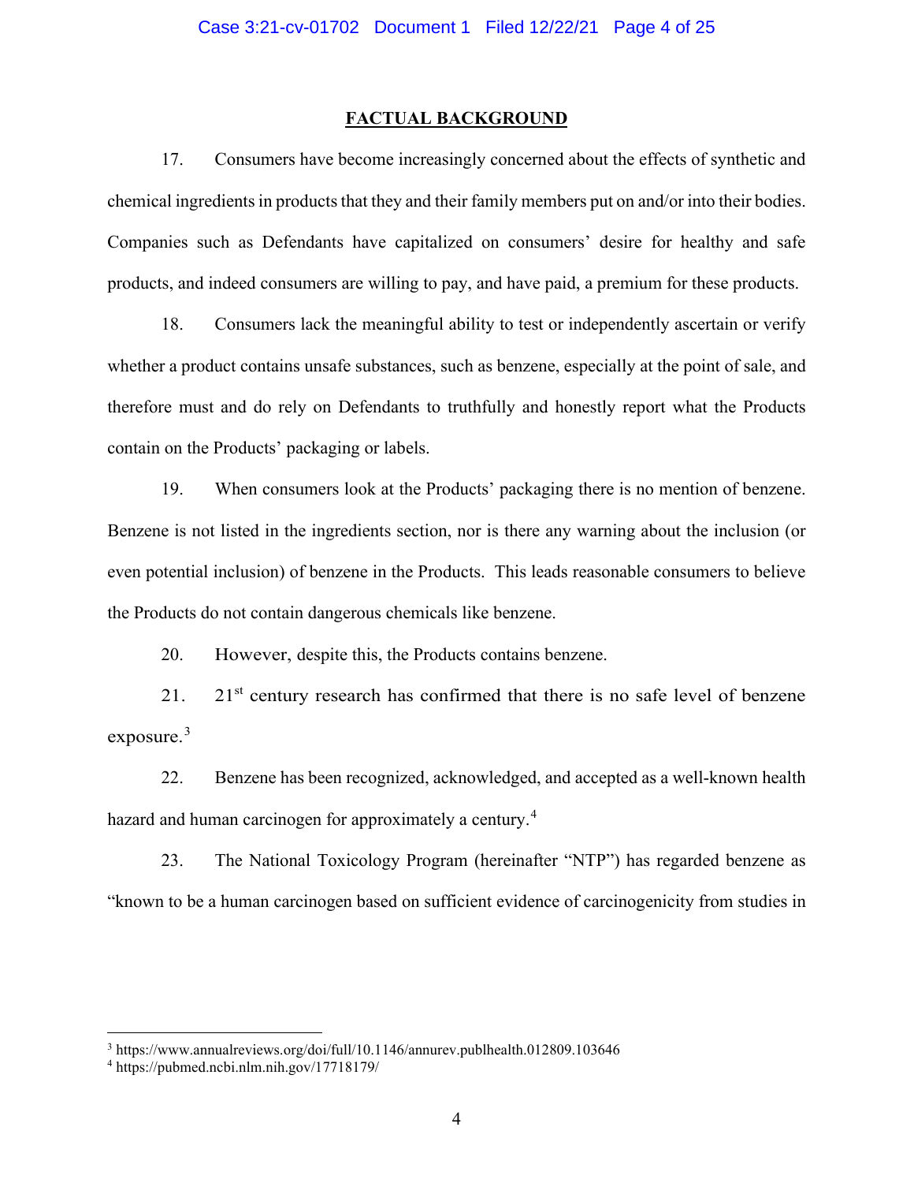## FACTUAL BACKGROUND

17. Consumers have become increasingly concerned about the effects of synthetic and chemical ingredients in products that they and their family members put on and/or into their bodies. Companies such as Defendants have capitalized on consumers' desire for healthy and safe products, and indeed consumers are willing to pay, and have paid, a premium for these products.

18. Consumers lack the meaningful ability to test or independently ascertain or verify whether a product contains unsafe substances, such as benzene, especially at the point of sale, and therefore must and do rely on Defendants to truthfully and honestly report what the Products contain on the Products' packaging or labels.

19. When consumers look at the Products' packaging there is no mention of benzene. Benzene is not listed in the ingredients section, nor is there any warning about the inclusion (or even potential inclusion) of benzene in the Products. This leads reasonable consumers to believe the Products do not contain dangerous chemicals like benzene.

20. However, despite this, the Products contains benzene.

21. 21st century research has confirmed that there is no safe level of benzene exposure.[3]

22. Benzene has been recognized, acknowledged, and accepted as a well-known health hazard and human carcinogen for approximately a century.[4]

23. The National Toxicology Program (hereinafter "NTP") has regarded benzene as "known to be a human carcinogen based on sufficient evidence of carcinogenicity from studies in

---

[3] https://www.annualreviews.org/doi/full/10.1146/annurev.publhealth.012809.103646

[4] https://pubmed.ncbi.nlm.nih.gov/17718179/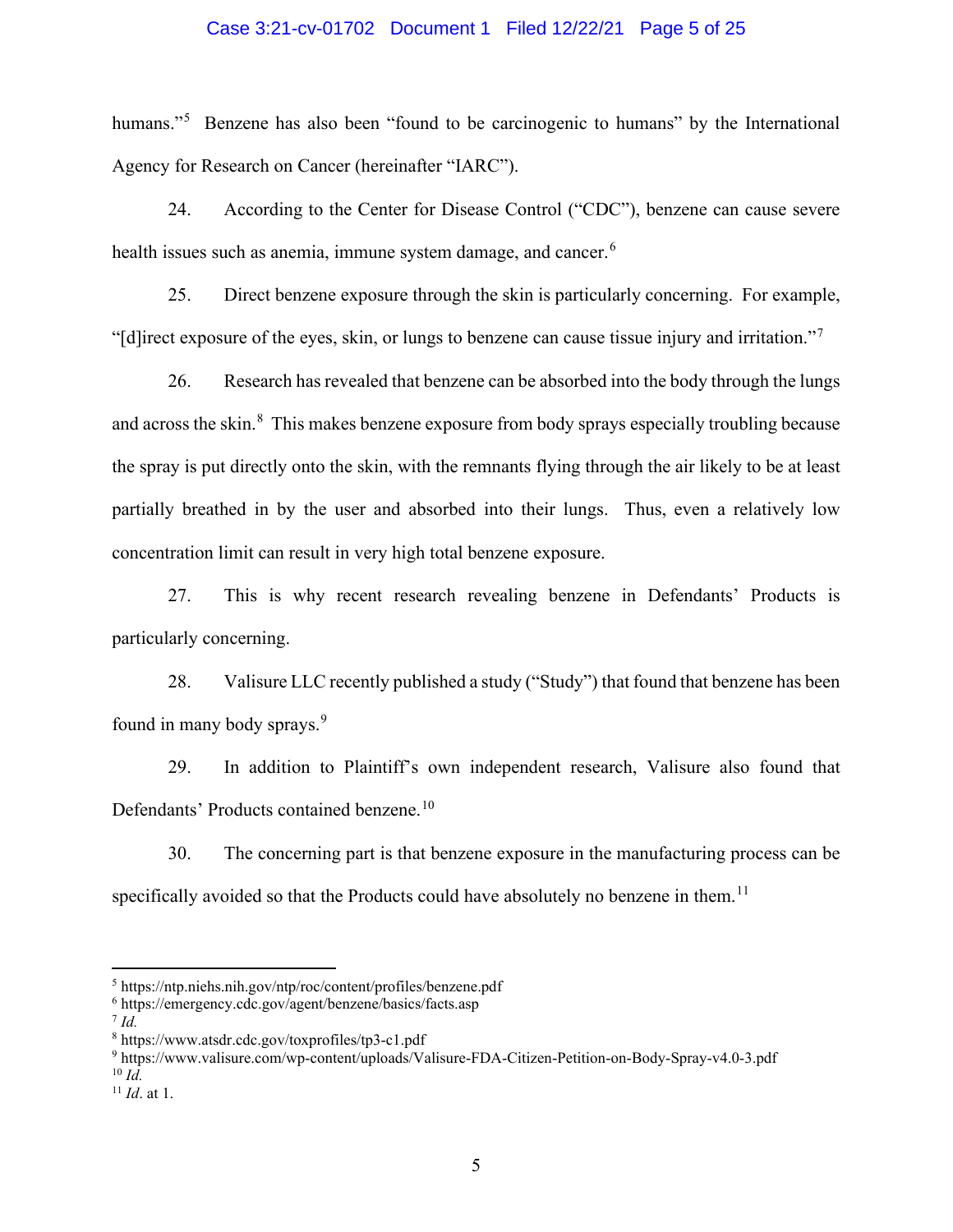humans."[5] Benzene has also been "found to be carcinogenic to humans" by the International Agency for Research on Cancer (hereinafter "IARC").

24. According to the Center for Disease Control ("CDC"), benzene can cause severe health issues such as anemia, immune system damage, and cancer.[6]

25. Direct benzene exposure through the skin is particularly concerning. For example, "[d]irect exposure of the eyes, skin, or lungs to benzene can cause tissue injury and irritation."[7]

26. Research has revealed that benzene can be absorbed into the body through the lungs and across the skin.[8] This makes benzene exposure from body sprays especially troubling because the spray is put directly onto the skin, with the remnants flying through the air likely to be at least partially breathed in by the user and absorbed into their lungs. Thus, even a relatively low concentration limit can result in very high total benzene exposure.

27. This is why recent research revealing benzene in Defendants' Products is particularly concerning.

28. Valisure LLC recently published a study ("Study") that found that benzene has been found in many body sprays.[9]

29. In addition to Plaintiff's own independent research, Valisure also found that Defendants' Products contained benzene.[10]

30. The concerning part is that benzene exposure in the manufacturing process can be specifically avoided so that the Products could have absolutely no benzene in them.[11]

---

[5] https://ntp.niehs.nih.gov/ntp/roc/content/profiles/benzene.pdf

[6] https://emergency.cdc.gov/agent/benzene/basics/facts.asp

[7] *Id.*

[8] https://www.atsdr.cdc.gov/toxprofiles/tp3-c1.pdf

[9] https://www.valisure.com/wp-content/uploads/Valisure-FDA-Citizen-Petition-on-Body-Spray-v4.0-3.pdf

[10] *Id.*

[11] *Id*. at 1.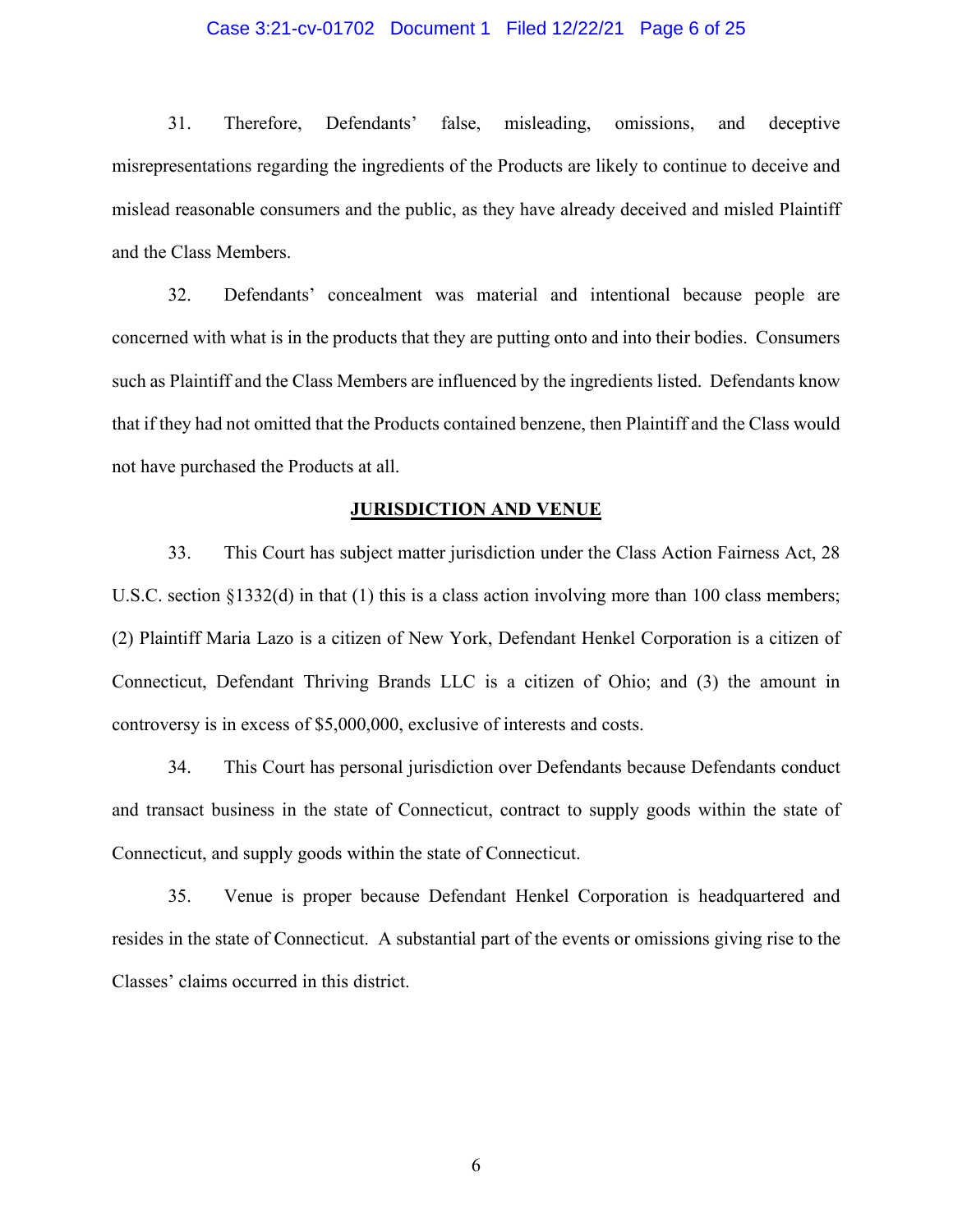31. Therefore, Defendants' false, misleading, omissions, and deceptive misrepresentations regarding the ingredients of the Products are likely to continue to deceive and mislead reasonable consumers and the public, as they have already deceived and misled Plaintiff and the Class Members.

32. Defendants' concealment was material and intentional because people are concerned with what is in the products that they are putting onto and into their bodies. Consumers such as Plaintiff and the Class Members are influenced by the ingredients listed. Defendants know that if they had not omitted that the Products contained benzene, then Plaintiff and the Class would not have purchased the Products at all.

## JURISDICTION AND VENUE

33. This Court has subject matter jurisdiction under the Class Action Fairness Act, 28 U.S.C. section §1332(d) in that (1) this is a class action involving more than 100 class members; (2) Plaintiff Maria Lazo is a citizen of New York, Defendant Henkel Corporation is a citizen of Connecticut, Defendant Thriving Brands LLC is a citizen of Ohio; and (3) the amount in controversy is in excess of $5,000,000, exclusive of interests and costs.

34. This Court has personal jurisdiction over Defendants because Defendants conduct and transact business in the state of Connecticut, contract to supply goods within the state of Connecticut, and supply goods within the state of Connecticut.

35. Venue is proper because Defendant Henkel Corporation is headquartered and resides in the state of Connecticut. A substantial part of the events or omissions giving rise to the Classes' claims occurred in this district.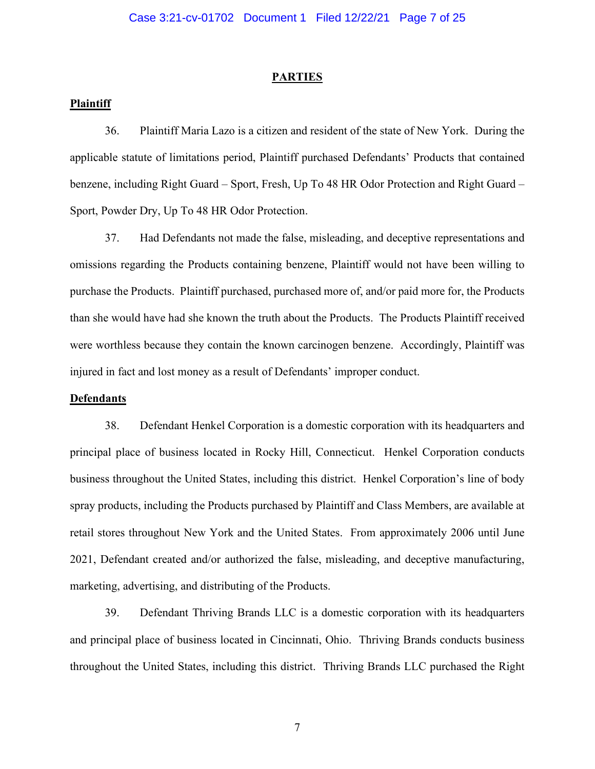## PARTIES

### Plaintiff

36. Plaintiff Maria Lazo is a citizen and resident of the state of New York. During the applicable statute of limitations period, Plaintiff purchased Defendants' Products that contained benzene, including Right Guard – Sport, Fresh, Up To 48 HR Odor Protection and Right Guard – Sport, Powder Dry, Up To 48 HR Odor Protection.

37. Had Defendants not made the false, misleading, and deceptive representations and omissions regarding the Products containing benzene, Plaintiff would not have been willing to purchase the Products. Plaintiff purchased, purchased more of, and/or paid more for, the Products than she would have had she known the truth about the Products. The Products Plaintiff received were worthless because they contain the known carcinogen benzene. Accordingly, Plaintiff was injured in fact and lost money as a result of Defendants' improper conduct.

### Defendants

38. Defendant Henkel Corporation is a domestic corporation with its headquarters and principal place of business located in Rocky Hill, Connecticut. Henkel Corporation conducts business throughout the United States, including this district. Henkel Corporation's line of body spray products, including the Products purchased by Plaintiff and Class Members, are available at retail stores throughout New York and the United States. From approximately 2006 until June 2021, Defendant created and/or authorized the false, misleading, and deceptive manufacturing, marketing, advertising, and distributing of the Products.

39. Defendant Thriving Brands LLC is a domestic corporation with its headquarters and principal place of business located in Cincinnati, Ohio. Thriving Brands conducts business throughout the United States, including this district. Thriving Brands LLC purchased the Right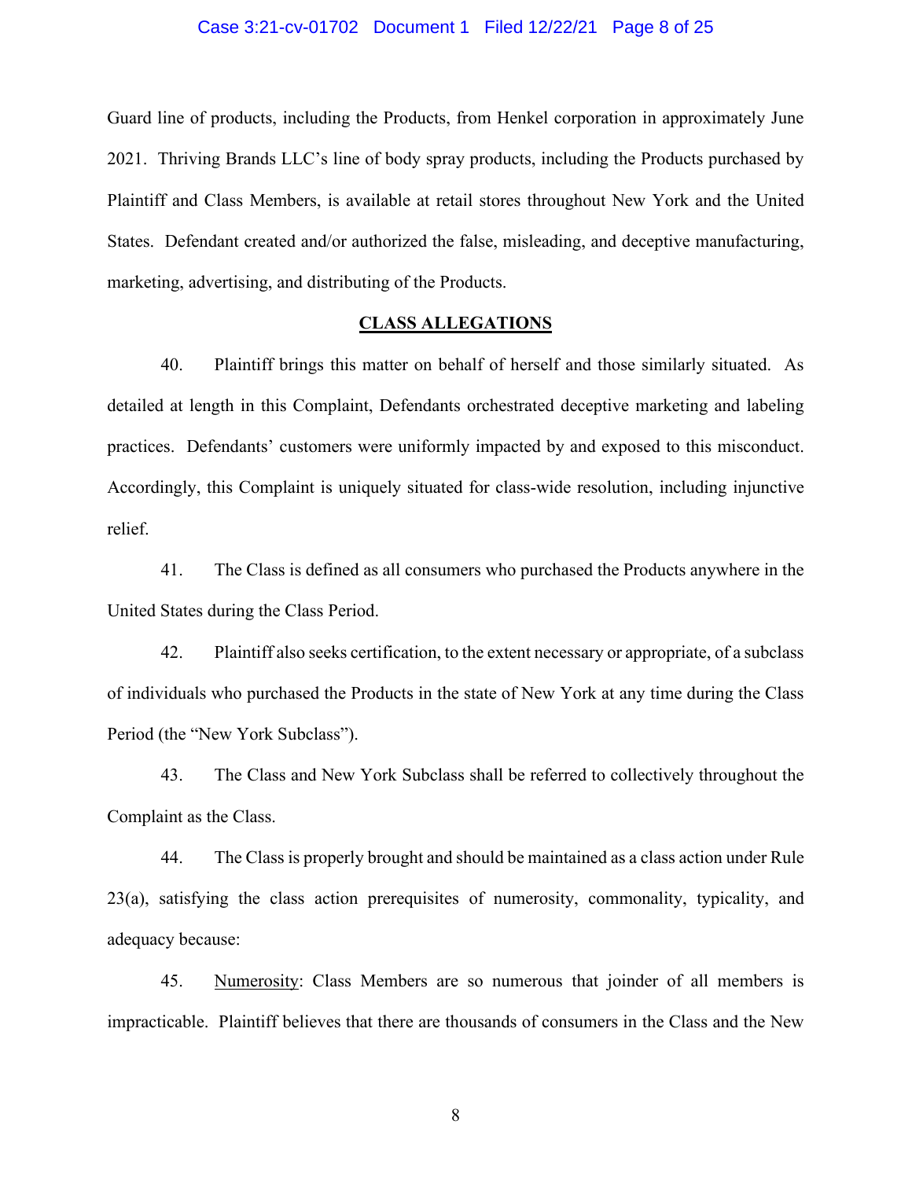Guard line of products, including the Products, from Henkel corporation in approximately June 2021. Thriving Brands LLC's line of body spray products, including the Products purchased by Plaintiff and Class Members, is available at retail stores throughout New York and the United States. Defendant created and/or authorized the false, misleading, and deceptive manufacturing, marketing, advertising, and distributing of the Products.

## CLASS ALLEGATIONS

40. Plaintiff brings this matter on behalf of herself and those similarly situated. As detailed at length in this Complaint, Defendants orchestrated deceptive marketing and labeling practices. Defendants' customers were uniformly impacted by and exposed to this misconduct. Accordingly, this Complaint is uniquely situated for class-wide resolution, including injunctive relief.

41. The Class is defined as all consumers who purchased the Products anywhere in the United States during the Class Period.

42. Plaintiff also seeks certification, to the extent necessary or appropriate, of a subclass of individuals who purchased the Products in the state of New York at any time during the Class Period (the "New York Subclass").

43. The Class and New York Subclass shall be referred to collectively throughout the Complaint as the Class.

44. The Class is properly brought and should be maintained as a class action under Rule 23(a), satisfying the class action prerequisites of numerosity, commonality, typicality, and adequacy because:

45. Numerosity: Class Members are so numerous that joinder of all members is impracticable. Plaintiff believes that there are thousands of consumers in the Class and the New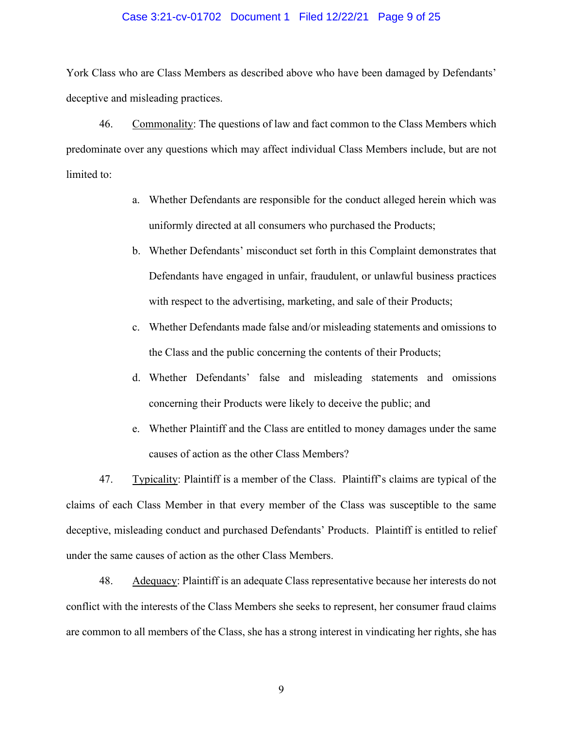York Class who are Class Members as described above who have been damaged by Defendants' deceptive and misleading practices.

46. Commonality: The questions of law and fact common to the Class Members which predominate over any questions which may affect individual Class Members include, but are not limited to:

a. Whether Defendants are responsible for the conduct alleged herein which was uniformly directed at all consumers who purchased the Products;

b. Whether Defendants' misconduct set forth in this Complaint demonstrates that Defendants have engaged in unfair, fraudulent, or unlawful business practices with respect to the advertising, marketing, and sale of their Products;

c. Whether Defendants made false and/or misleading statements and omissions to the Class and the public concerning the contents of their Products;

d. Whether Defendants' false and misleading statements and omissions concerning their Products were likely to deceive the public; and

e. Whether Plaintiff and the Class are entitled to money damages under the same causes of action as the other Class Members?

47. Typicality: Plaintiff is a member of the Class. Plaintiff's claims are typical of the claims of each Class Member in that every member of the Class was susceptible to the same deceptive, misleading conduct and purchased Defendants' Products. Plaintiff is entitled to relief under the same causes of action as the other Class Members.

48. Adequacy: Plaintiff is an adequate Class representative because her interests do not conflict with the interests of the Class Members she seeks to represent, her consumer fraud claims are common to all members of the Class, she has a strong interest in vindicating her rights, she has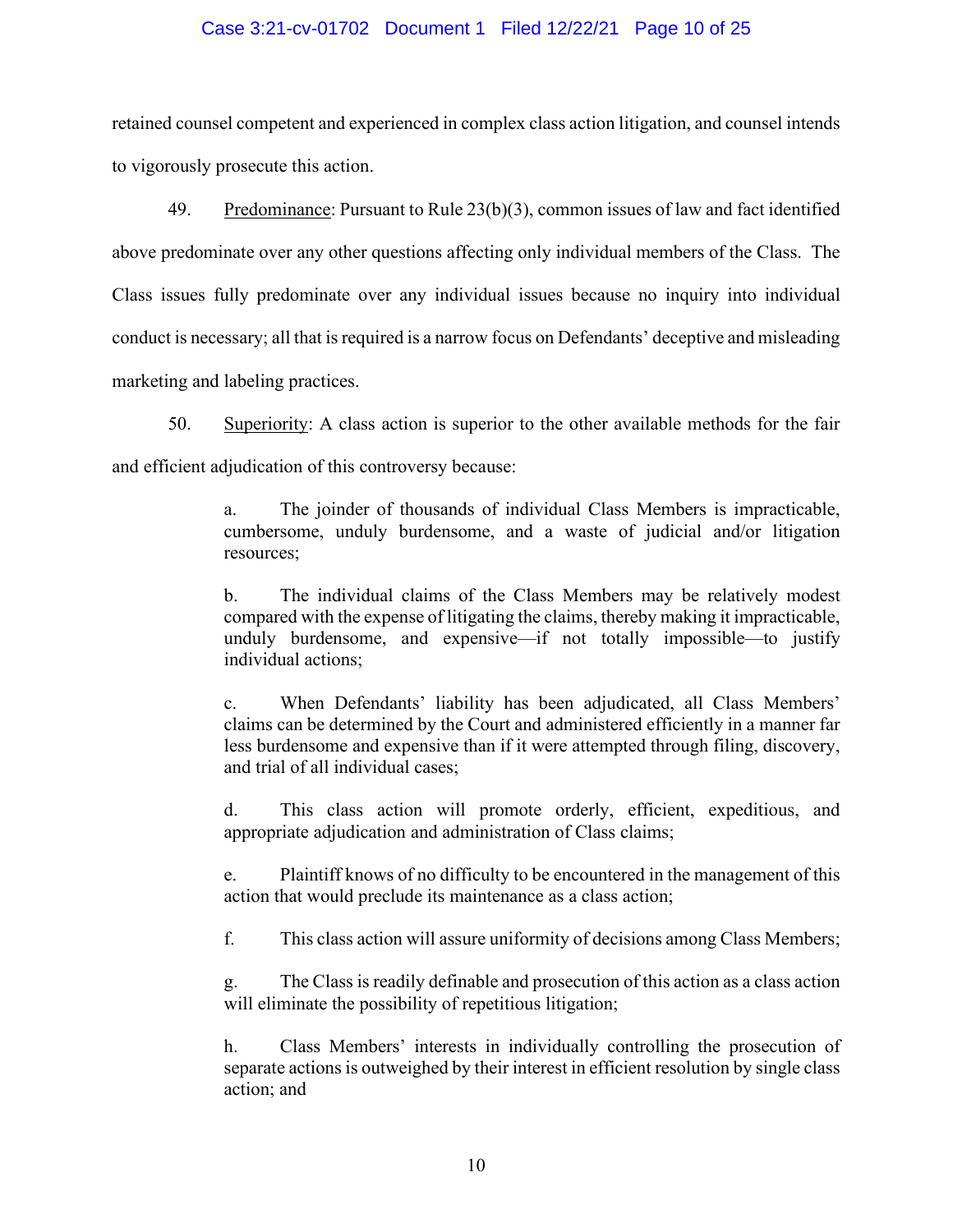retained counsel competent and experienced in complex class action litigation, and counsel intends to vigorously prosecute this action.

49. Predominance: Pursuant to Rule 23(b)(3), common issues of law and fact identified above predominate over any other questions affecting only individual members of the Class. The Class issues fully predominate over any individual issues because no inquiry into individual conduct is necessary; all that is required is a narrow focus on Defendants' deceptive and misleading marketing and labeling practices.

50. Superiority: A class action is superior to the other available methods for the fair and efficient adjudication of this controversy because:

> a. The joinder of thousands of individual Class Members is impracticable, cumbersome, unduly burdensome, and a waste of judicial and/or litigation resources;
>
> b. The individual claims of the Class Members may be relatively modest compared with the expense of litigating the claims, thereby making it impracticable, unduly burdensome, and expensive—if not totally impossible—to justify individual actions;
>
> c. When Defendants' liability has been adjudicated, all Class Members' claims can be determined by the Court and administered efficiently in a manner far less burdensome and expensive than if it were attempted through filing, discovery, and trial of all individual cases;
>
> d. This class action will promote orderly, efficient, expeditious, and appropriate adjudication and administration of Class claims;
>
> e. Plaintiff knows of no difficulty to be encountered in the management of this action that would preclude its maintenance as a class action;
>
> f. This class action will assure uniformity of decisions among Class Members;
>
> g. The Class is readily definable and prosecution of this action as a class action will eliminate the possibility of repetitious litigation;
>
> h. Class Members' interests in individually controlling the prosecution of separate actions is outweighed by their interest in efficient resolution by single class action; and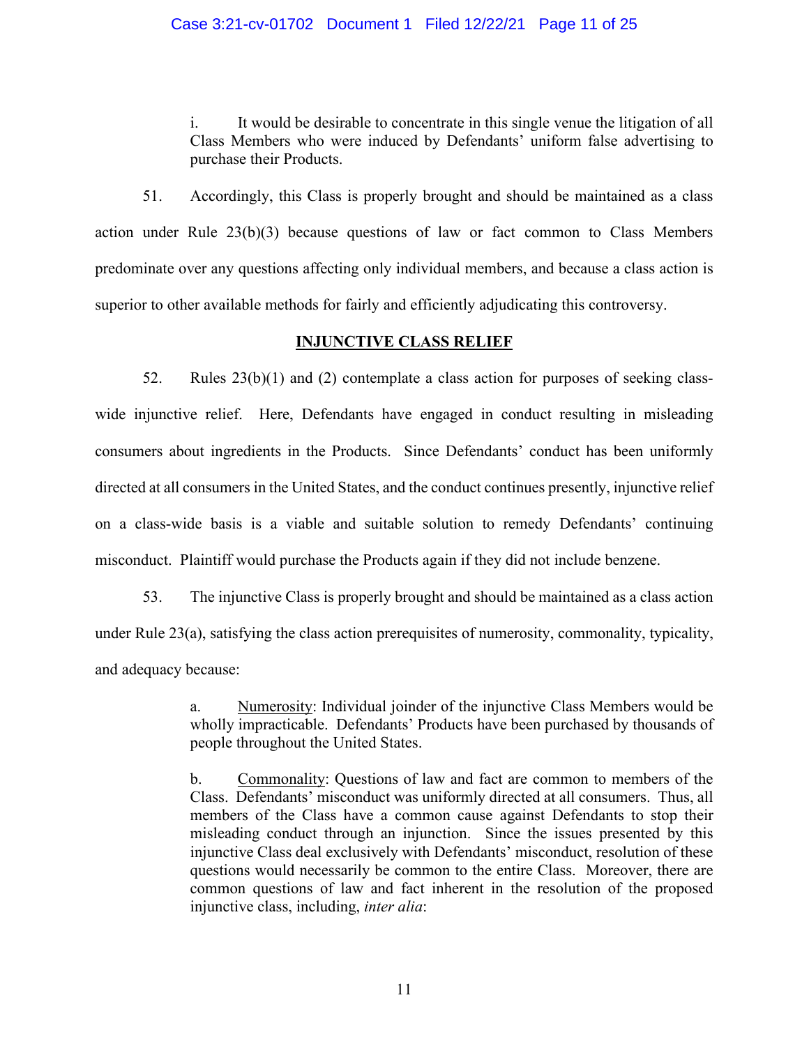i. It would be desirable to concentrate in this single venue the litigation of all Class Members who were induced by Defendants' uniform false advertising to purchase their Products.

51. Accordingly, this Class is properly brought and should be maintained as a class action under Rule 23(b)(3) because questions of law or fact common to Class Members predominate over any questions affecting only individual members, and because a class action is superior to other available methods for fairly and efficiently adjudicating this controversy.

## INJUNCTIVE CLASS RELIEF

52. Rules 23(b)(1) and (2) contemplate a class action for purposes of seeking class-wide injunctive relief. Here, Defendants have engaged in conduct resulting in misleading consumers about ingredients in the Products. Since Defendants' conduct has been uniformly directed at all consumers in the United States, and the conduct continues presently, injunctive relief on a class-wide basis is a viable and suitable solution to remedy Defendants' continuing misconduct. Plaintiff would purchase the Products again if they did not include benzene.

53. The injunctive Class is properly brought and should be maintained as a class action under Rule 23(a), satisfying the class action prerequisites of numerosity, commonality, typicality, and adequacy because:

a. Numerosity: Individual joinder of the injunctive Class Members would be wholly impracticable. Defendants' Products have been purchased by thousands of people throughout the United States.

b. Commonality: Questions of law and fact are common to members of the Class. Defendants' misconduct was uniformly directed at all consumers. Thus, all members of the Class have a common cause against Defendants to stop their misleading conduct through an injunction. Since the issues presented by this injunctive Class deal exclusively with Defendants' misconduct, resolution of these questions would necessarily be common to the entire Class. Moreover, there are common questions of law and fact inherent in the resolution of the proposed injunctive class, including, *inter alia*: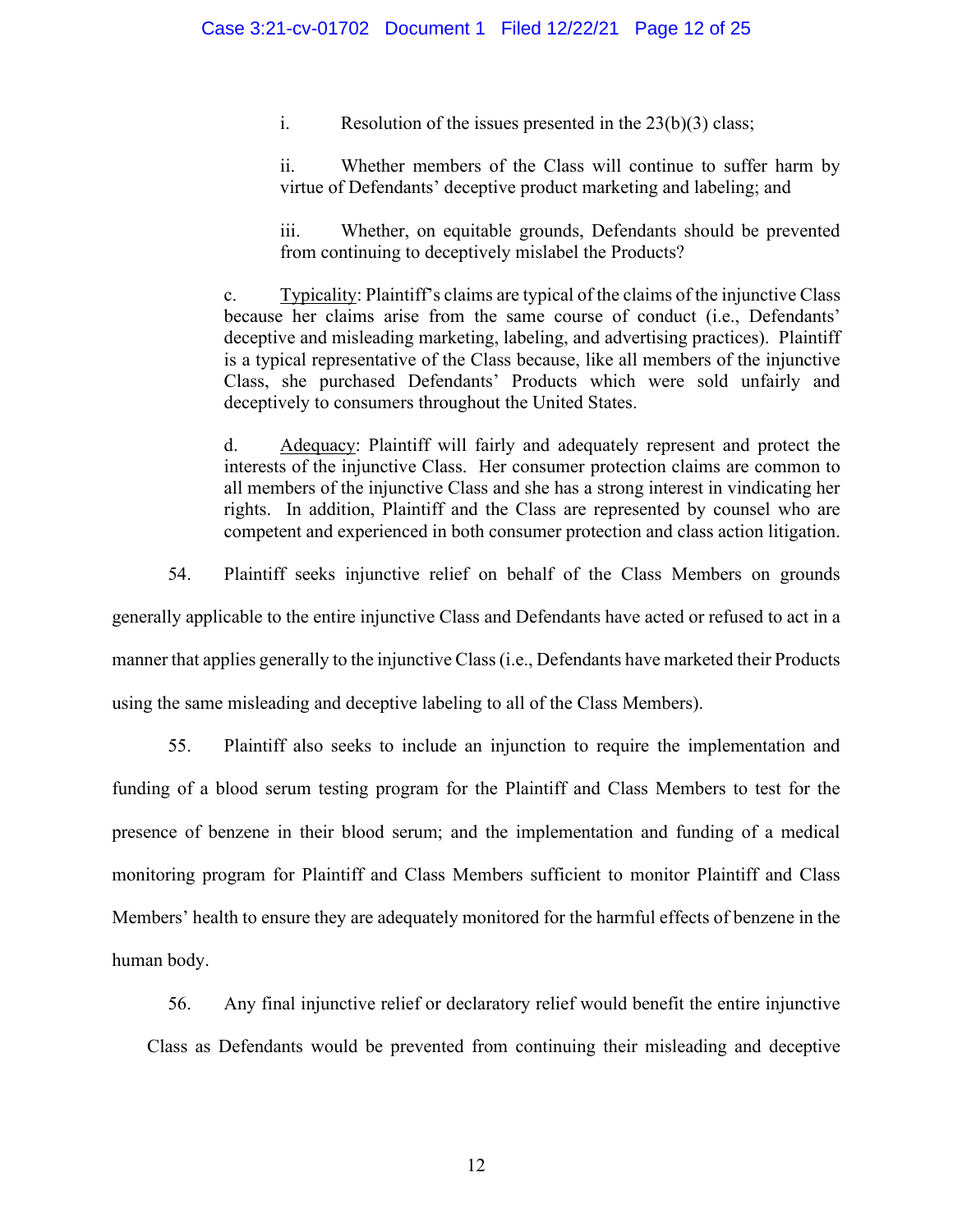i. Resolution of the issues presented in the 23(b)(3) class;

ii. Whether members of the Class will continue to suffer harm by virtue of Defendants' deceptive product marketing and labeling; and

iii. Whether, on equitable grounds, Defendants should be prevented from continuing to deceptively mislabel the Products?

c. Typicality: Plaintiff's claims are typical of the claims of the injunctive Class because her claims arise from the same course of conduct (i.e., Defendants' deceptive and misleading marketing, labeling, and advertising practices). Plaintiff is a typical representative of the Class because, like all members of the injunctive Class, she purchased Defendants' Products which were sold unfairly and deceptively to consumers throughout the United States.

d. Adequacy: Plaintiff will fairly and adequately represent and protect the interests of the injunctive Class. Her consumer protection claims are common to all members of the injunctive Class and she has a strong interest in vindicating her rights. In addition, Plaintiff and the Class are represented by counsel who are competent and experienced in both consumer protection and class action litigation.

54. Plaintiff seeks injunctive relief on behalf of the Class Members on grounds generally applicable to the entire injunctive Class and Defendants have acted or refused to act in a manner that applies generally to the injunctive Class (i.e., Defendants have marketed their Products using the same misleading and deceptive labeling to all of the Class Members).

55. Plaintiff also seeks to include an injunction to require the implementation and funding of a blood serum testing program for the Plaintiff and Class Members to test for the presence of benzene in their blood serum; and the implementation and funding of a medical monitoring program for Plaintiff and Class Members sufficient to monitor Plaintiff and Class Members' health to ensure they are adequately monitored for the harmful effects of benzene in the human body.

56. Any final injunctive relief or declaratory relief would benefit the entire injunctive Class as Defendants would be prevented from continuing their misleading and deceptive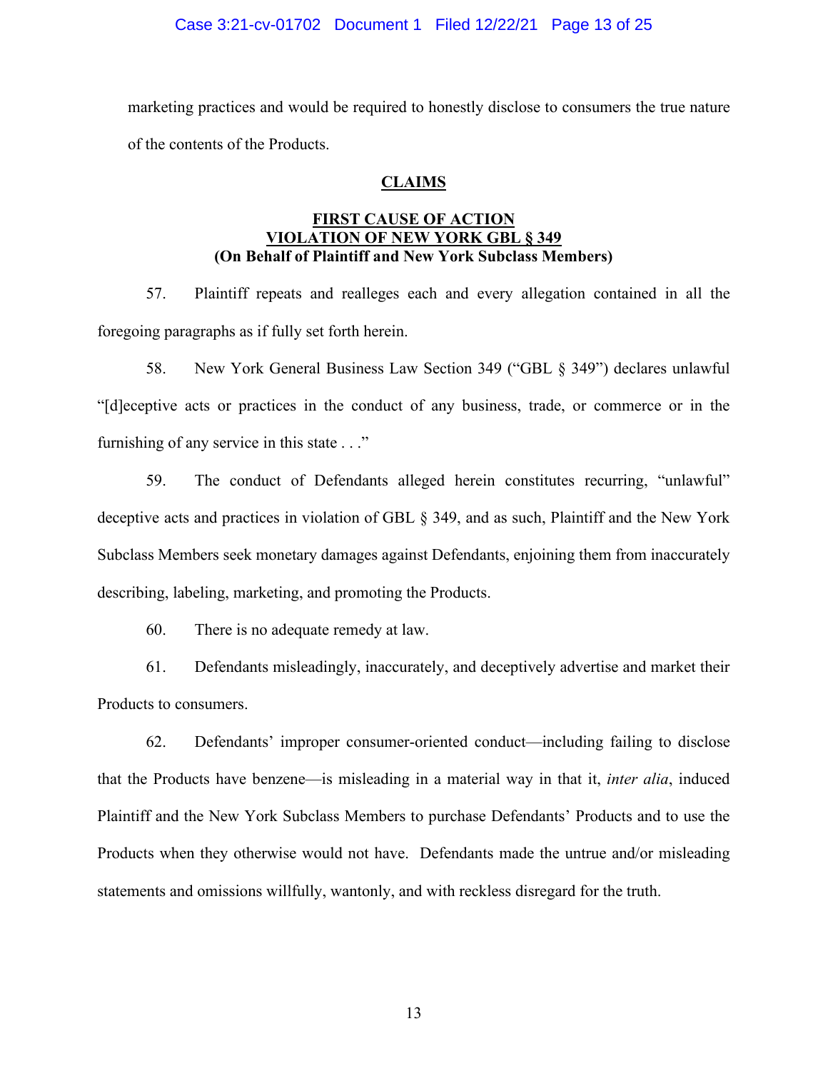marketing practices and would be required to honestly disclose to consumers the true nature of the contents of the Products.

## CLAIMS

### FIRST CAUSE OF ACTION
### VIOLATION OF NEW YORK GBL § 349
### (On Behalf of Plaintiff and New York Subclass Members)

57. Plaintiff repeats and realleges each and every allegation contained in all the foregoing paragraphs as if fully set forth herein.

58. New York General Business Law Section 349 ("GBL § 349") declares unlawful "[d]eceptive acts or practices in the conduct of any business, trade, or commerce or in the furnishing of any service in this state . . ."

59. The conduct of Defendants alleged herein constitutes recurring, "unlawful" deceptive acts and practices in violation of GBL § 349, and as such, Plaintiff and the New York Subclass Members seek monetary damages against Defendants, enjoining them from inaccurately describing, labeling, marketing, and promoting the Products.

60. There is no adequate remedy at law.

61. Defendants misleadingly, inaccurately, and deceptively advertise and market their Products to consumers.

62. Defendants' improper consumer-oriented conduct—including failing to disclose that the Products have benzene—is misleading in a material way in that it, *inter alia*, induced Plaintiff and the New York Subclass Members to purchase Defendants' Products and to use the Products when they otherwise would not have. Defendants made the untrue and/or misleading statements and omissions willfully, wantonly, and with reckless disregard for the truth.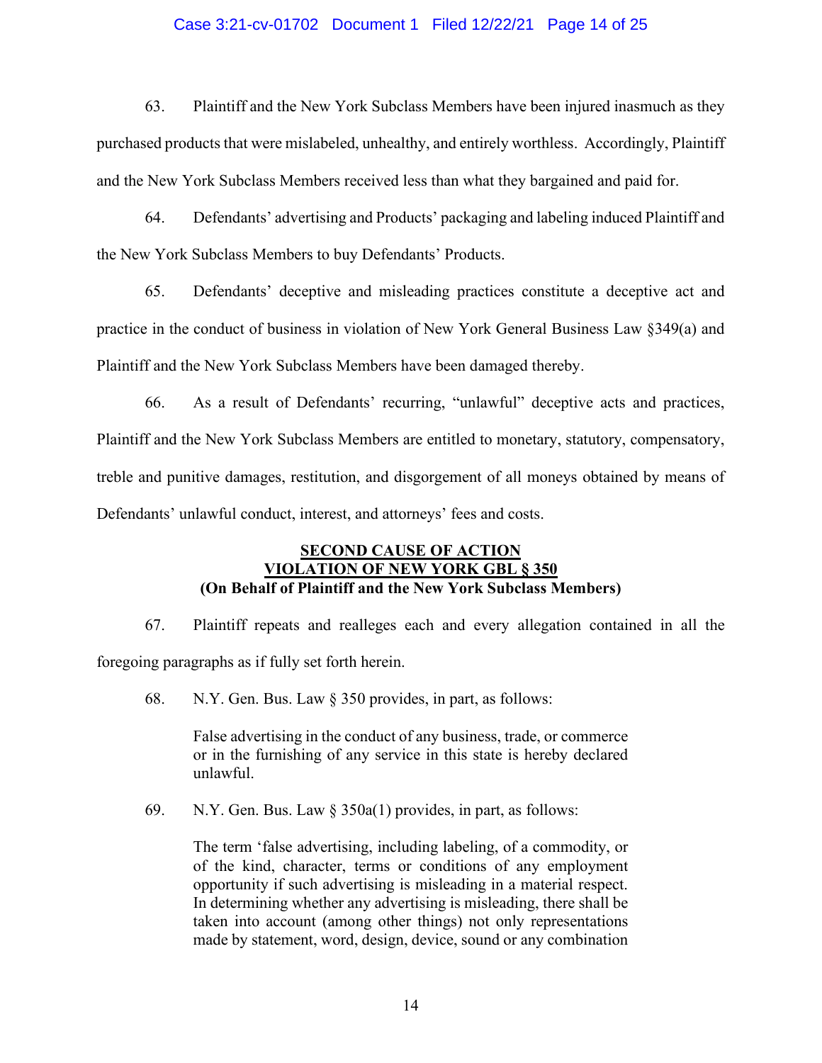63. Plaintiff and the New York Subclass Members have been injured inasmuch as they purchased products that were mislabeled, unhealthy, and entirely worthless. Accordingly, Plaintiff and the New York Subclass Members received less than what they bargained and paid for.

64. Defendants' advertising and Products' packaging and labeling induced Plaintiff and the New York Subclass Members to buy Defendants' Products.

65. Defendants' deceptive and misleading practices constitute a deceptive act and practice in the conduct of business in violation of New York General Business Law §349(a) and Plaintiff and the New York Subclass Members have been damaged thereby.

66. As a result of Defendants' recurring, "unlawful" deceptive acts and practices, Plaintiff and the New York Subclass Members are entitled to monetary, statutory, compensatory, treble and punitive damages, restitution, and disgorgement of all moneys obtained by means of Defendants' unlawful conduct, interest, and attorneys' fees and costs.

**SECOND CAUSE OF ACTION**
**VIOLATION OF NEW YORK GBL § 350**
**(On Behalf of Plaintiff and the New York Subclass Members)**

67. Plaintiff repeats and realleges each and every allegation contained in all the foregoing paragraphs as if fully set forth herein.

68. N.Y. Gen. Bus. Law § 350 provides, in part, as follows:

> False advertising in the conduct of any business, trade, or commerce or in the furnishing of any service in this state is hereby declared unlawful.

69. N.Y. Gen. Bus. Law § 350a(1) provides, in part, as follows:

> The term 'false advertising, including labeling, of a commodity, or of the kind, character, terms or conditions of any employment opportunity if such advertising is misleading in a material respect. In determining whether any advertising is misleading, there shall be taken into account (among other things) not only representations made by statement, word, design, device, sound or any combination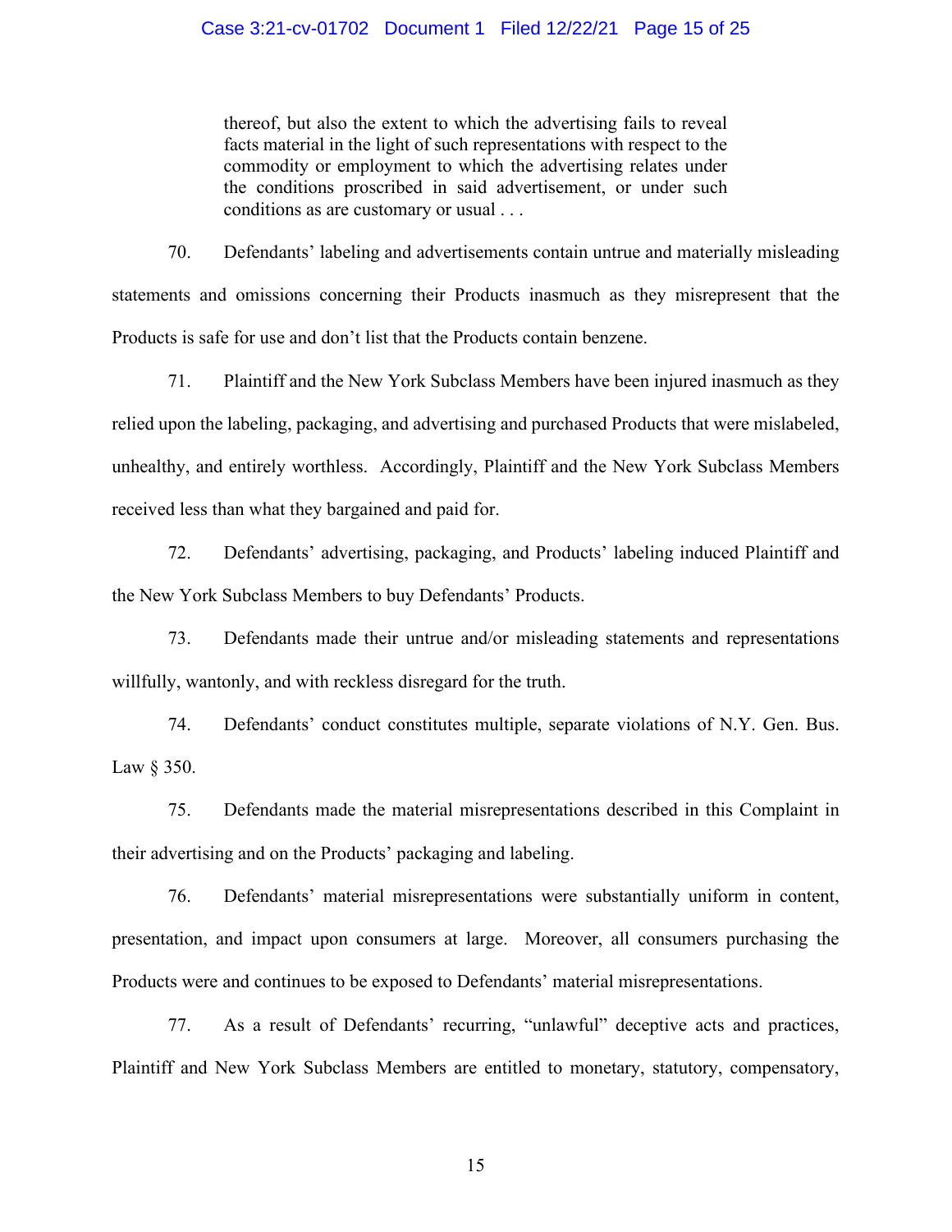> thereof, but also the extent to which the advertising fails to reveal facts material in the light of such representations with respect to the commodity or employment to which the advertising relates under the conditions proscribed in said advertisement, or under such conditions as are customary or usual . . .

70. Defendants' labeling and advertisements contain untrue and materially misleading statements and omissions concerning their Products inasmuch as they misrepresent that the Products is safe for use and don't list that the Products contain benzene.

71. Plaintiff and the New York Subclass Members have been injured inasmuch as they relied upon the labeling, packaging, and advertising and purchased Products that were mislabeled, unhealthy, and entirely worthless. Accordingly, Plaintiff and the New York Subclass Members received less than what they bargained and paid for.

72. Defendants' advertising, packaging, and Products' labeling induced Plaintiff and the New York Subclass Members to buy Defendants' Products.

73. Defendants made their untrue and/or misleading statements and representations willfully, wantonly, and with reckless disregard for the truth.

74. Defendants' conduct constitutes multiple, separate violations of N.Y. Gen. Bus. Law § 350.

75. Defendants made the material misrepresentations described in this Complaint in their advertising and on the Products' packaging and labeling.

76. Defendants' material misrepresentations were substantially uniform in content, presentation, and impact upon consumers at large. Moreover, all consumers purchasing the Products were and continues to be exposed to Defendants' material misrepresentations.

77. As a result of Defendants' recurring, "unlawful" deceptive acts and practices, Plaintiff and New York Subclass Members are entitled to monetary, statutory, compensatory,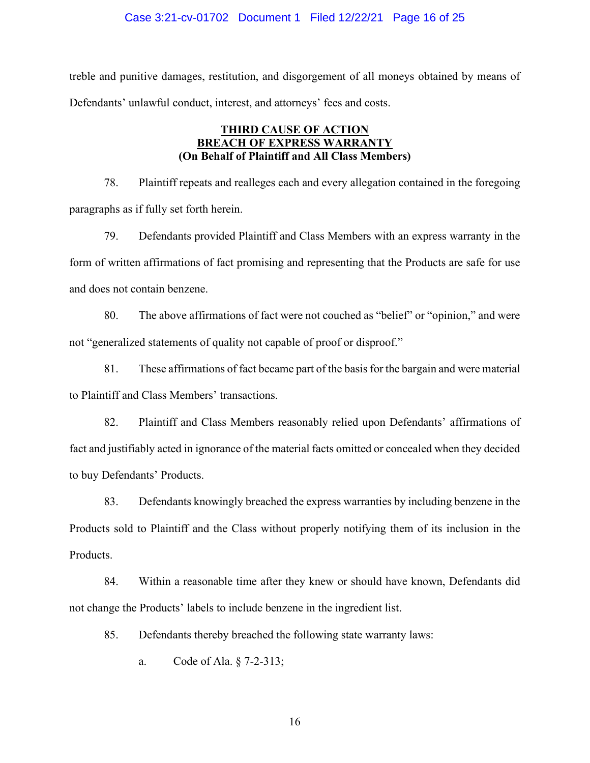treble and punitive damages, restitution, and disgorgement of all moneys obtained by means of Defendants' unlawful conduct, interest, and attorneys' fees and costs.

## THIRD CAUSE OF ACTION
## BREACH OF EXPRESS WARRANTY
**(On Behalf of Plaintiff and All Class Members)**

78. Plaintiff repeats and realleges each and every allegation contained in the foregoing paragraphs as if fully set forth herein.

79. Defendants provided Plaintiff and Class Members with an express warranty in the form of written affirmations of fact promising and representing that the Products are safe for use and does not contain benzene.

80. The above affirmations of fact were not couched as "belief" or "opinion," and were not "generalized statements of quality not capable of proof or disproof."

81. These affirmations of fact became part of the basis for the bargain and were material to Plaintiff and Class Members' transactions.

82. Plaintiff and Class Members reasonably relied upon Defendants' affirmations of fact and justifiably acted in ignorance of the material facts omitted or concealed when they decided to buy Defendants' Products.

83. Defendants knowingly breached the express warranties by including benzene in the Products sold to Plaintiff and the Class without properly notifying them of its inclusion in the Products.

84. Within a reasonable time after they knew or should have known, Defendants did not change the Products' labels to include benzene in the ingredient list.

85. Defendants thereby breached the following state warranty laws:

a. Code of Ala. § 7-2-313;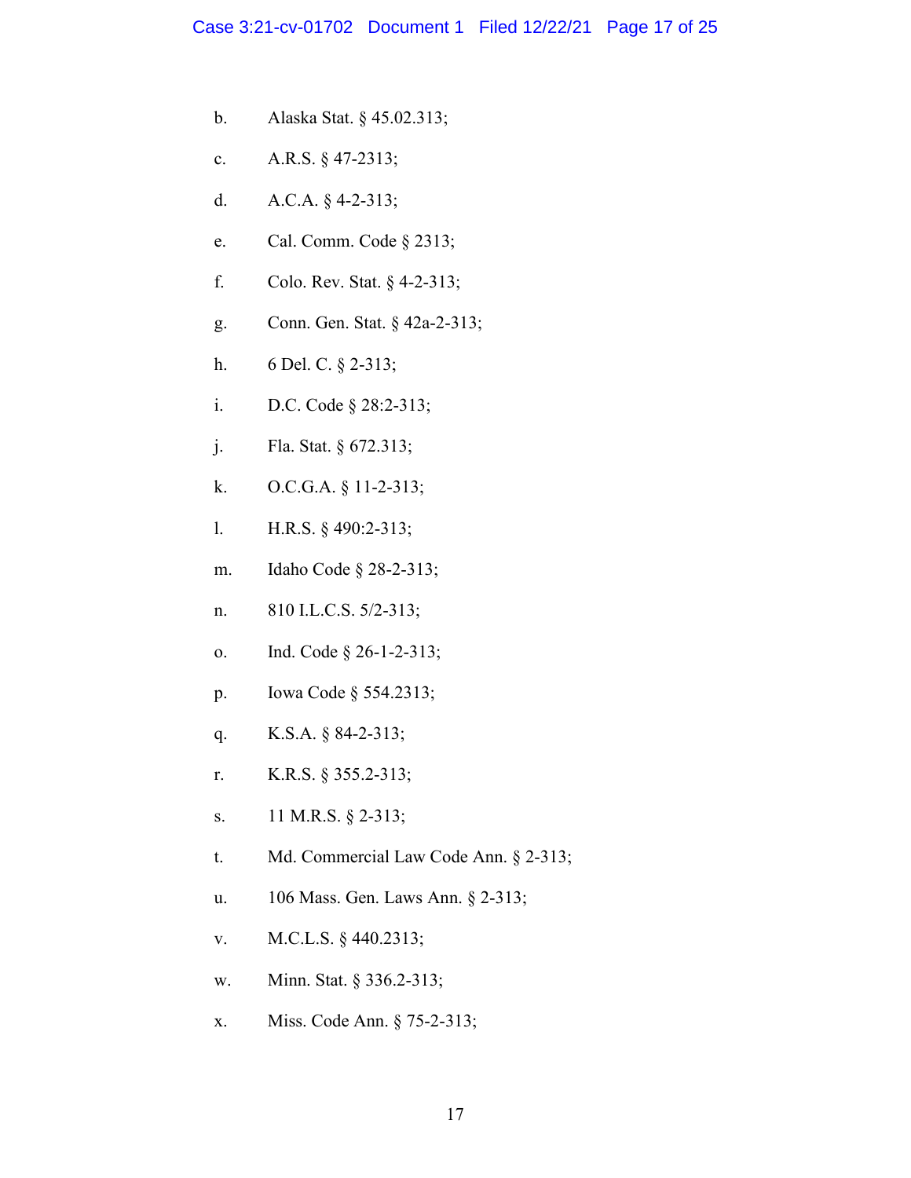b. Alaska Stat. § 45.02.313;

c. A.R.S. § 47-2313;

d. A.C.A. § 4-2-313;

e. Cal. Comm. Code § 2313;

f. Colo. Rev. Stat. § 4-2-313;

g. Conn. Gen. Stat. § 42a-2-313;

h. 6 Del. C. § 2-313;

i. D.C. Code § 28:2-313;

j. Fla. Stat. § 672.313;

k. O.C.G.A. § 11-2-313;

l. H.R.S. § 490:2-313;

m. Idaho Code § 28-2-313;

n. 810 I.L.C.S. 5/2-313;

o. Ind. Code § 26-1-2-313;

p. Iowa Code § 554.2313;

q. K.S.A. § 84-2-313;

r. K.R.S. § 355.2-313;

s. 11 M.R.S. § 2-313;

t. Md. Commercial Law Code Ann. § 2-313;

u. 106 Mass. Gen. Laws Ann. § 2-313;

v. M.C.L.S. § 440.2313;

w. Minn. Stat. § 336.2-313;

x. Miss. Code Ann. § 75-2-313;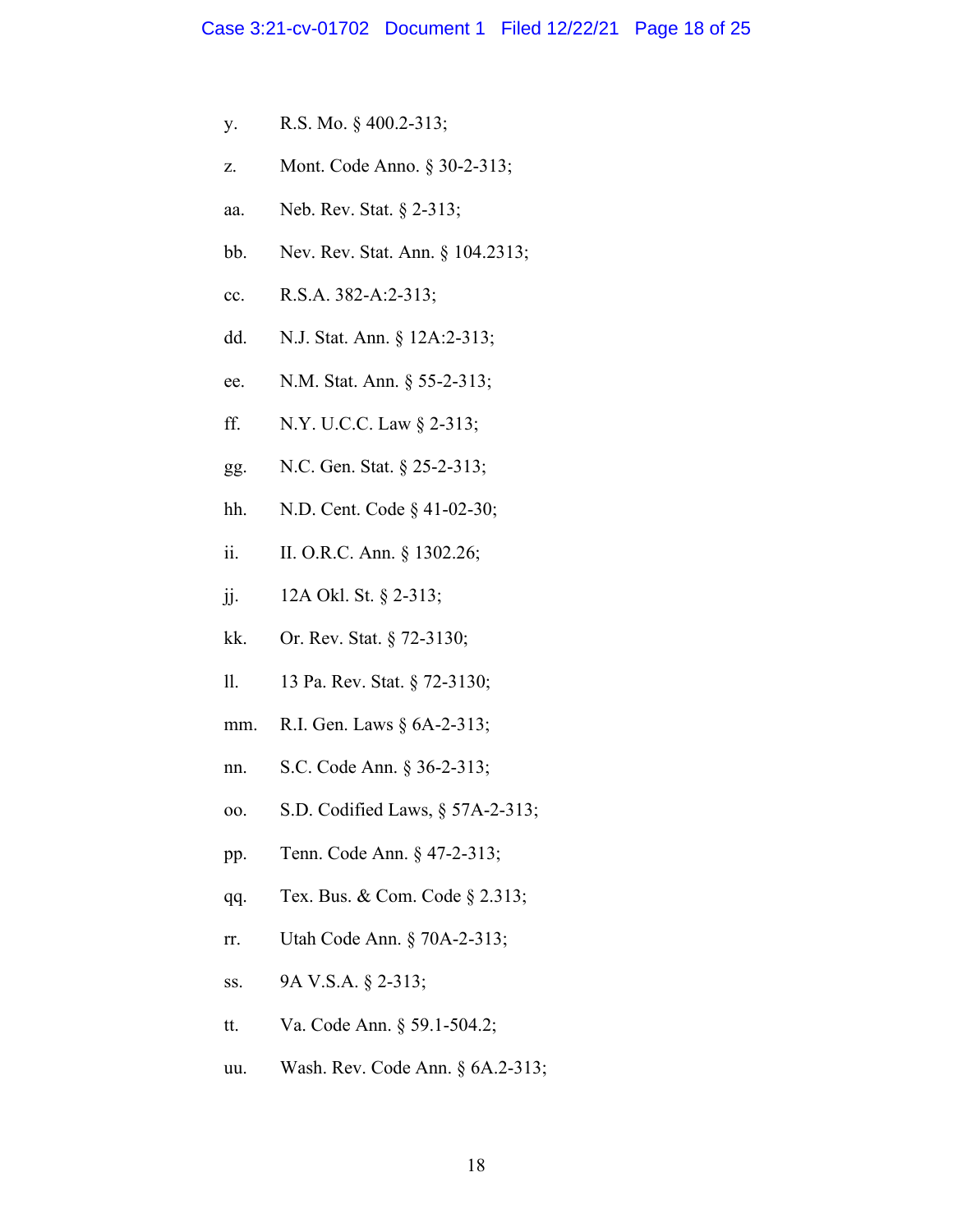y. R.S. Mo. § 400.2-313;

z. Mont. Code Anno. § 30-2-313;

aa. Neb. Rev. Stat. § 2-313;

bb. Nev. Rev. Stat. Ann. § 104.2313;

cc. R.S.A. 382-A:2-313;

dd. N.J. Stat. Ann. § 12A:2-313;

ee. N.M. Stat. Ann. § 55-2-313;

ff. N.Y. U.C.C. Law § 2-313;

gg. N.C. Gen. Stat. § 25-2-313;

hh. N.D. Cent. Code § 41-02-30;

ii. II. O.R.C. Ann. § 1302.26;

jj. 12A Okl. St. § 2-313;

kk. Or. Rev. Stat. § 72-3130;

ll. 13 Pa. Rev. Stat. § 72-3130;

mm. R.I. Gen. Laws § 6A-2-313;

nn. S.C. Code Ann. § 36-2-313;

oo. S.D. Codified Laws, § 57A-2-313;

pp. Tenn. Code Ann. § 47-2-313;

qq. Tex. Bus. & Com. Code § 2.313;

rr. Utah Code Ann. § 70A-2-313;

ss. 9A V.S.A. § 2-313;

tt. Va. Code Ann. § 59.1-504.2;

uu. Wash. Rev. Code Ann. § 6A.2-313;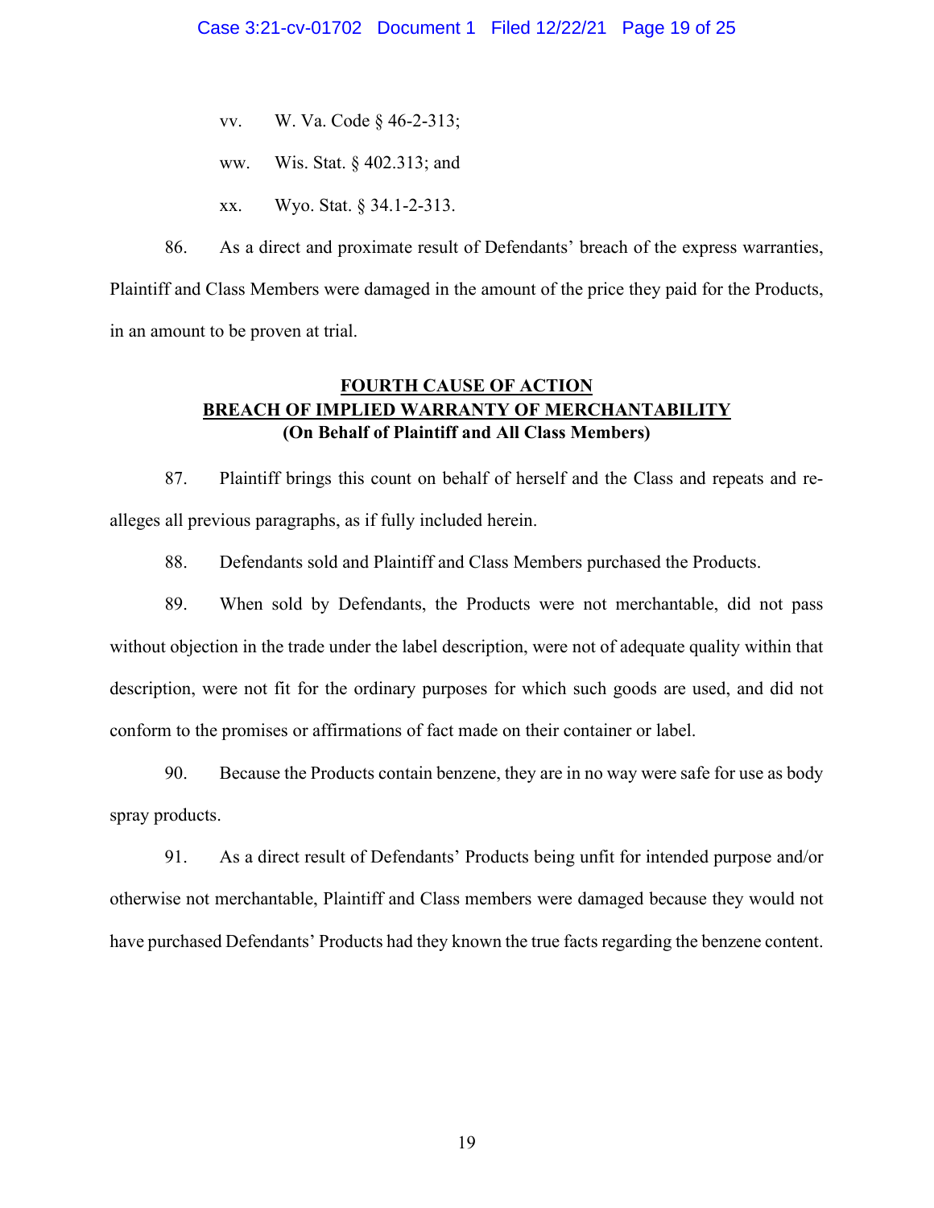vv. W. Va. Code § 46-2-313;

ww. Wis. Stat. § 402.313; and

xx. Wyo. Stat. § 34.1-2-313.

86. As a direct and proximate result of Defendants' breach of the express warranties, Plaintiff and Class Members were damaged in the amount of the price they paid for the Products, in an amount to be proven at trial.

**FOURTH CAUSE OF ACTION**
**BREACH OF IMPLIED WARRANTY OF MERCHANTABILITY**
**(On Behalf of Plaintiff and All Class Members)**

87. Plaintiff brings this count on behalf of herself and the Class and repeats and re-alleges all previous paragraphs, as if fully included herein.

88. Defendants sold and Plaintiff and Class Members purchased the Products.

89. When sold by Defendants, the Products were not merchantable, did not pass without objection in the trade under the label description, were not of adequate quality within that description, were not fit for the ordinary purposes for which such goods are used, and did not conform to the promises or affirmations of fact made on their container or label.

90. Because the Products contain benzene, they are in no way were safe for use as body spray products.

91. As a direct result of Defendants' Products being unfit for intended purpose and/or otherwise not merchantable, Plaintiff and Class members were damaged because they would not have purchased Defendants' Products had they known the true facts regarding the benzene content.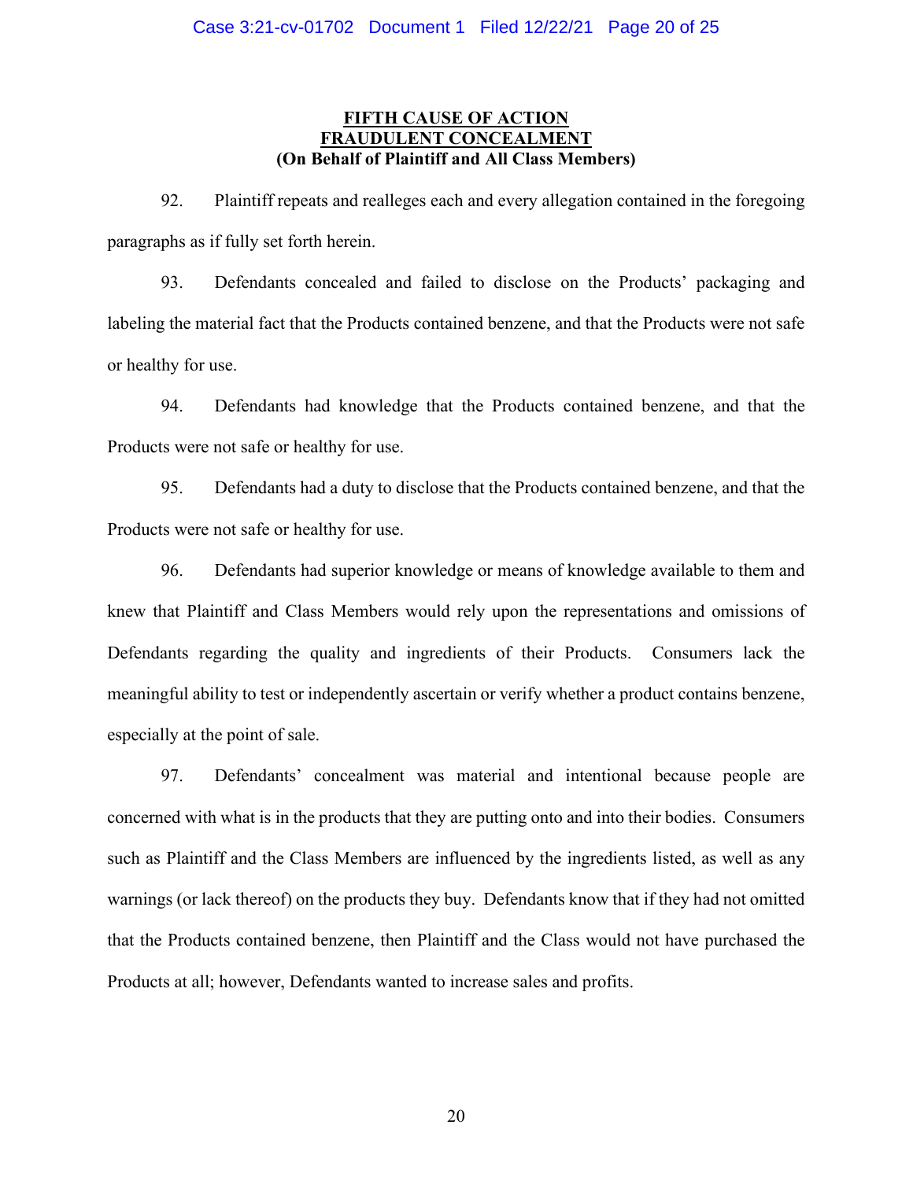**FIFTH CAUSE OF ACTION**
**FRAUDULENT CONCEALMENT**
**(On Behalf of Plaintiff and All Class Members)**

92. Plaintiff repeats and realleges each and every allegation contained in the foregoing paragraphs as if fully set forth herein.

93. Defendants concealed and failed to disclose on the Products' packaging and labeling the material fact that the Products contained benzene, and that the Products were not safe or healthy for use.

94. Defendants had knowledge that the Products contained benzene, and that the Products were not safe or healthy for use.

95. Defendants had a duty to disclose that the Products contained benzene, and that the Products were not safe or healthy for use.

96. Defendants had superior knowledge or means of knowledge available to them and knew that Plaintiff and Class Members would rely upon the representations and omissions of Defendants regarding the quality and ingredients of their Products. Consumers lack the meaningful ability to test or independently ascertain or verify whether a product contains benzene, especially at the point of sale.

97. Defendants' concealment was material and intentional because people are concerned with what is in the products that they are putting onto and into their bodies. Consumers such as Plaintiff and the Class Members are influenced by the ingredients listed, as well as any warnings (or lack thereof) on the products they buy. Defendants know that if they had not omitted that the Products contained benzene, then Plaintiff and the Class would not have purchased the Products at all; however, Defendants wanted to increase sales and profits.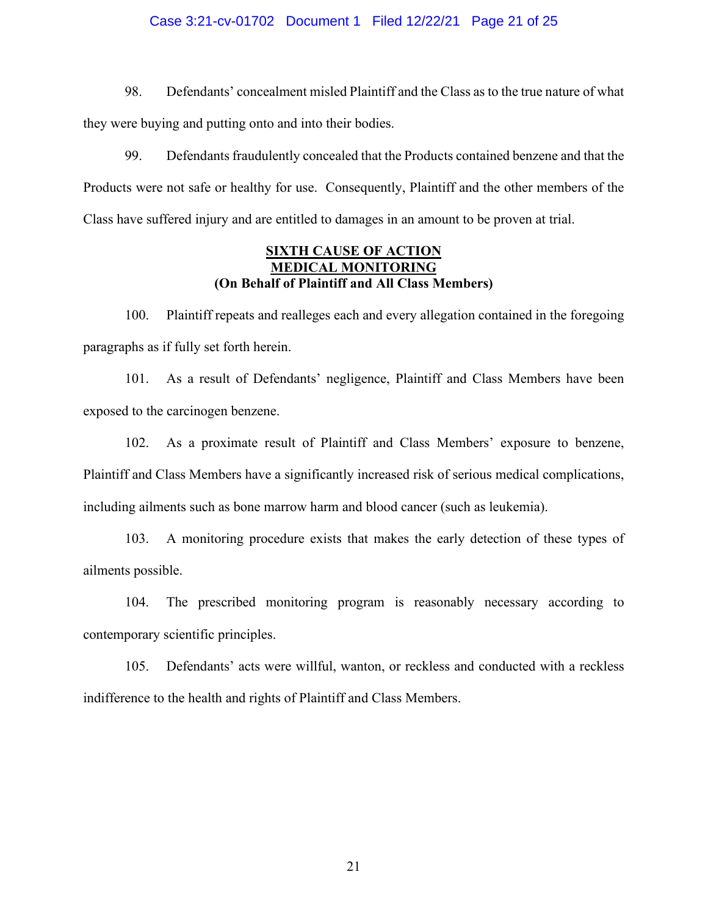98. Defendants' concealment misled Plaintiff and the Class as to the true nature of what they were buying and putting onto and into their bodies.

99. Defendants fraudulently concealed that the Products contained benzene and that the Products were not safe or healthy for use. Consequently, Plaintiff and the other members of the Class have suffered injury and are entitled to damages in an amount to be proven at trial.

**SIXTH CAUSE OF ACTION**
**MEDICAL MONITORING**
**(On Behalf of Plaintiff and All Class Members)**

100. Plaintiff repeats and realleges each and every allegation contained in the foregoing paragraphs as if fully set forth herein.

101. As a result of Defendants' negligence, Plaintiff and Class Members have been exposed to the carcinogen benzene.

102. As a proximate result of Plaintiff and Class Members' exposure to benzene, Plaintiff and Class Members have a significantly increased risk of serious medical complications, including ailments such as bone marrow harm and blood cancer (such as leukemia).

103. A monitoring procedure exists that makes the early detection of these types of ailments possible.

104. The prescribed monitoring program is reasonably necessary according to contemporary scientific principles.

105. Defendants' acts were willful, wanton, or reckless and conducted with a reckless indifference to the health and rights of Plaintiff and Class Members.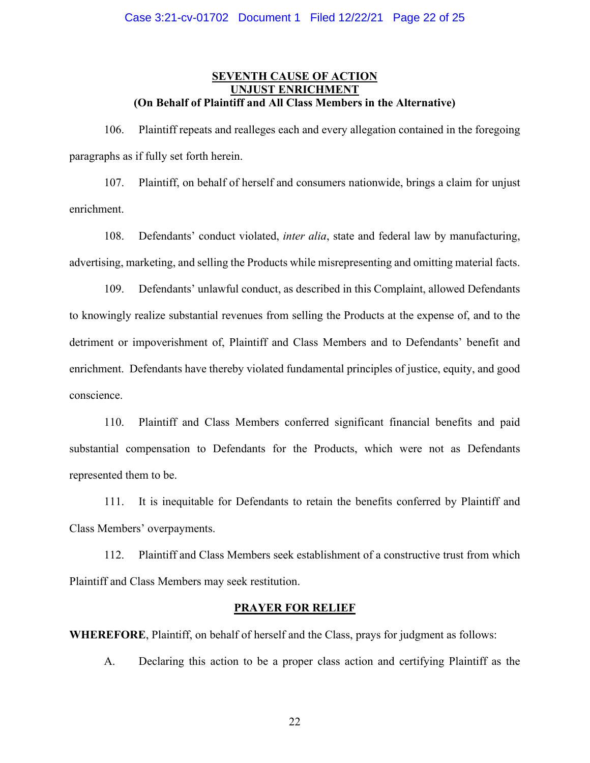## SEVENTH CAUSE OF ACTION
## UNJUST ENRICHMENT
**(On Behalf of Plaintiff and All Class Members in the Alternative)**

106. Plaintiff repeats and realleges each and every allegation contained in the foregoing paragraphs as if fully set forth herein.

107. Plaintiff, on behalf of herself and consumers nationwide, brings a claim for unjust enrichment.

108. Defendants' conduct violated, *inter alia*, state and federal law by manufacturing, advertising, marketing, and selling the Products while misrepresenting and omitting material facts.

109. Defendants' unlawful conduct, as described in this Complaint, allowed Defendants to knowingly realize substantial revenues from selling the Products at the expense of, and to the detriment or impoverishment of, Plaintiff and Class Members and to Defendants' benefit and enrichment. Defendants have thereby violated fundamental principles of justice, equity, and good conscience.

110. Plaintiff and Class Members conferred significant financial benefits and paid substantial compensation to Defendants for the Products, which were not as Defendants represented them to be.

111. It is inequitable for Defendants to retain the benefits conferred by Plaintiff and Class Members' overpayments.

112. Plaintiff and Class Members seek establishment of a constructive trust from which Plaintiff and Class Members may seek restitution.

## PRAYER FOR RELIEF

**WHEREFORE**, Plaintiff, on behalf of herself and the Class, prays for judgment as follows:

A. Declaring this action to be a proper class action and certifying Plaintiff as the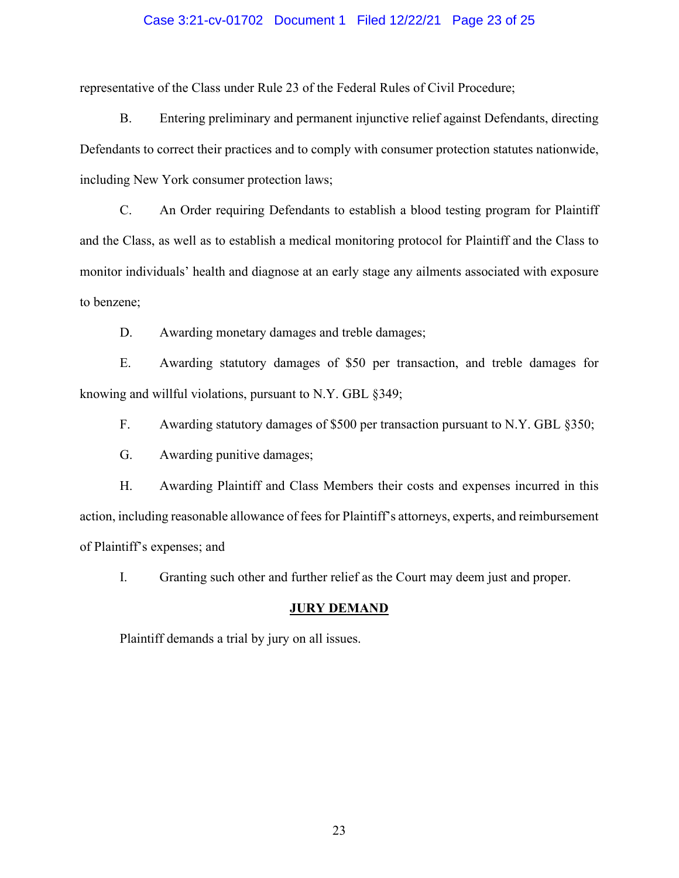representative of the Class under Rule 23 of the Federal Rules of Civil Procedure;

B. Entering preliminary and permanent injunctive relief against Defendants, directing Defendants to correct their practices and to comply with consumer protection statutes nationwide, including New York consumer protection laws;

C. An Order requiring Defendants to establish a blood testing program for Plaintiff and the Class, as well as to establish a medical monitoring protocol for Plaintiff and the Class to monitor individuals' health and diagnose at an early stage any ailments associated with exposure to benzene;

D. Awarding monetary damages and treble damages;

E. Awarding statutory damages of $50 per transaction, and treble damages for knowing and willful violations, pursuant to N.Y. GBL §349;

F. Awarding statutory damages of $500 per transaction pursuant to N.Y. GBL §350;

G. Awarding punitive damages;

H. Awarding Plaintiff and Class Members their costs and expenses incurred in this action, including reasonable allowance of fees for Plaintiff's attorneys, experts, and reimbursement of Plaintiff's expenses; and

I. Granting such other and further relief as the Court may deem just and proper.

**JURY DEMAND**

Plaintiff demands a trial by jury on all issues.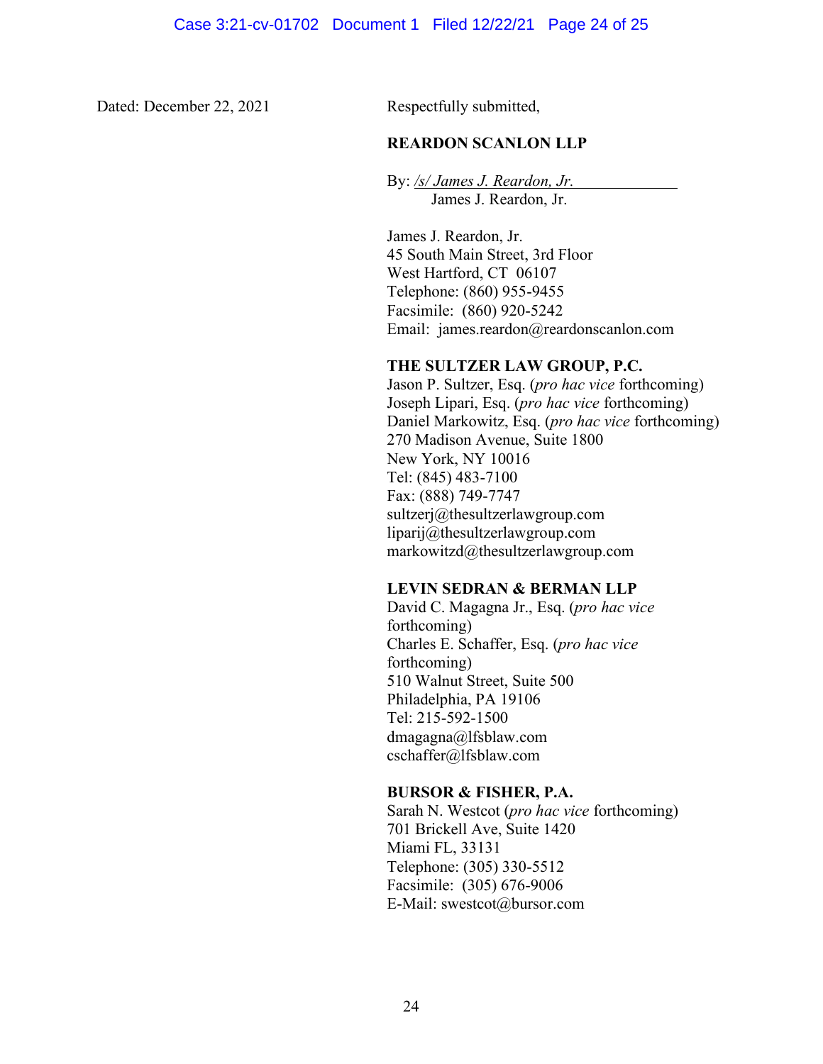Dated: December 22, 2021

Respectfully submitted,

**REARDON SCANLON LLP**

By: */s/ James J. Reardon, Jr.*
James J. Reardon, Jr.

James J. Reardon, Jr.
45 South Main Street, 3rd Floor
West Hartford, CT 06107
Telephone: (860) 955-9455
Facsimile: (860) 920-5242
Email: james.reardon@reardonscanlon.com

**THE SULTZER LAW GROUP, P.C.**
Jason P. Sultzer, Esq. (*pro hac vice* forthcoming)
Joseph Lipari, Esq. (*pro hac vice* forthcoming)
Daniel Markowitz, Esq. (*pro hac vice* forthcoming)
270 Madison Avenue, Suite 1800
New York, NY 10016
Tel: (845) 483-7100
Fax: (888) 749-7747
sultzerj@thesultzerlawgroup.com
liparij@thesultzerlawgroup.com
markowitzd@thesultzerlawgroup.com

**LEVIN SEDRAN & BERMAN LLP**
David C. Magagna Jr., Esq. (*pro hac vice* forthcoming)
Charles E. Schaffer, Esq. (*pro hac vice* forthcoming)
510 Walnut Street, Suite 500
Philadelphia, PA 19106
Tel: 215-592-1500
dmagagna@lfsblaw.com
cschaffer@lfsblaw.com

**BURSOR & FISHER, P.A.**
Sarah N. Westcot (*pro hac vice* forthcoming)
701 Brickell Ave, Suite 1420
Miami FL, 33131
Telephone: (305) 330-5512
Facsimile: (305) 676-9006
E-Mail: swestcot@bursor.com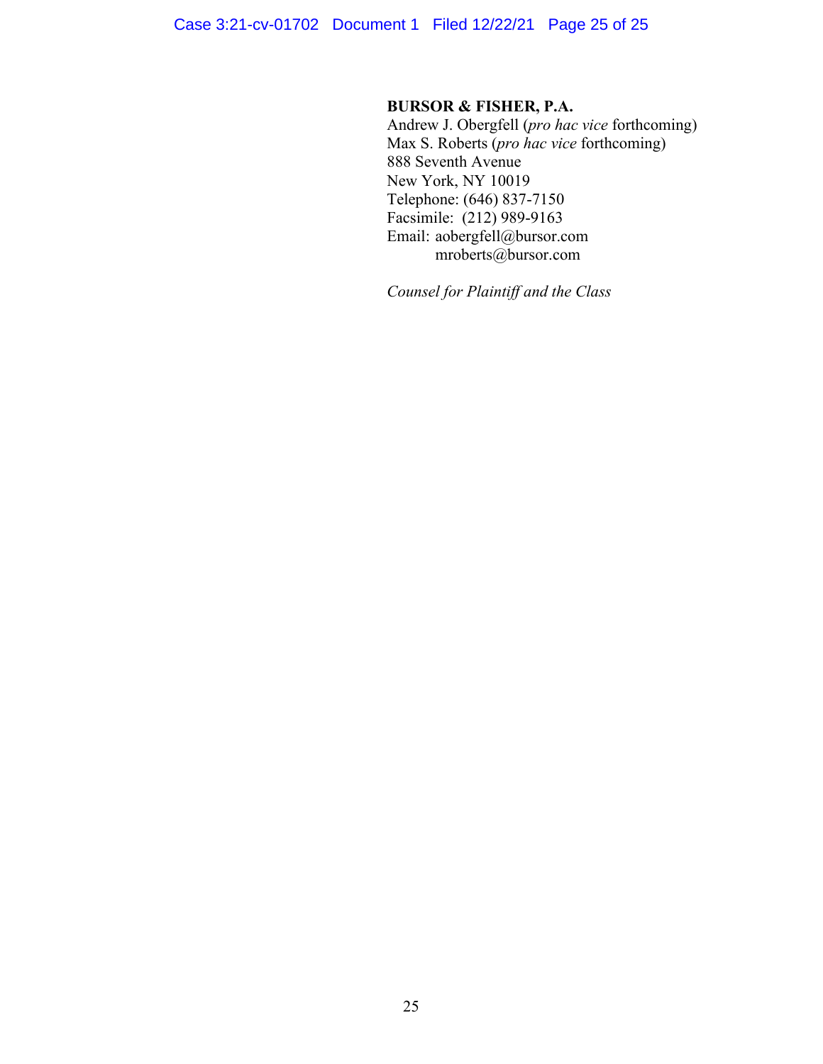**BURSOR & FISHER, P.A.**
Andrew J. Obergfell (*pro hac vice* forthcoming)
Max S. Roberts (*pro hac vice* forthcoming)
888 Seventh Avenue
New York, NY 10019
Telephone: (646) 837-7150
Facsimile: (212) 989-9163
Email: aobergfell@bursor.com
mroberts@bursor.com

*Counsel for Plaintiff and the Class*